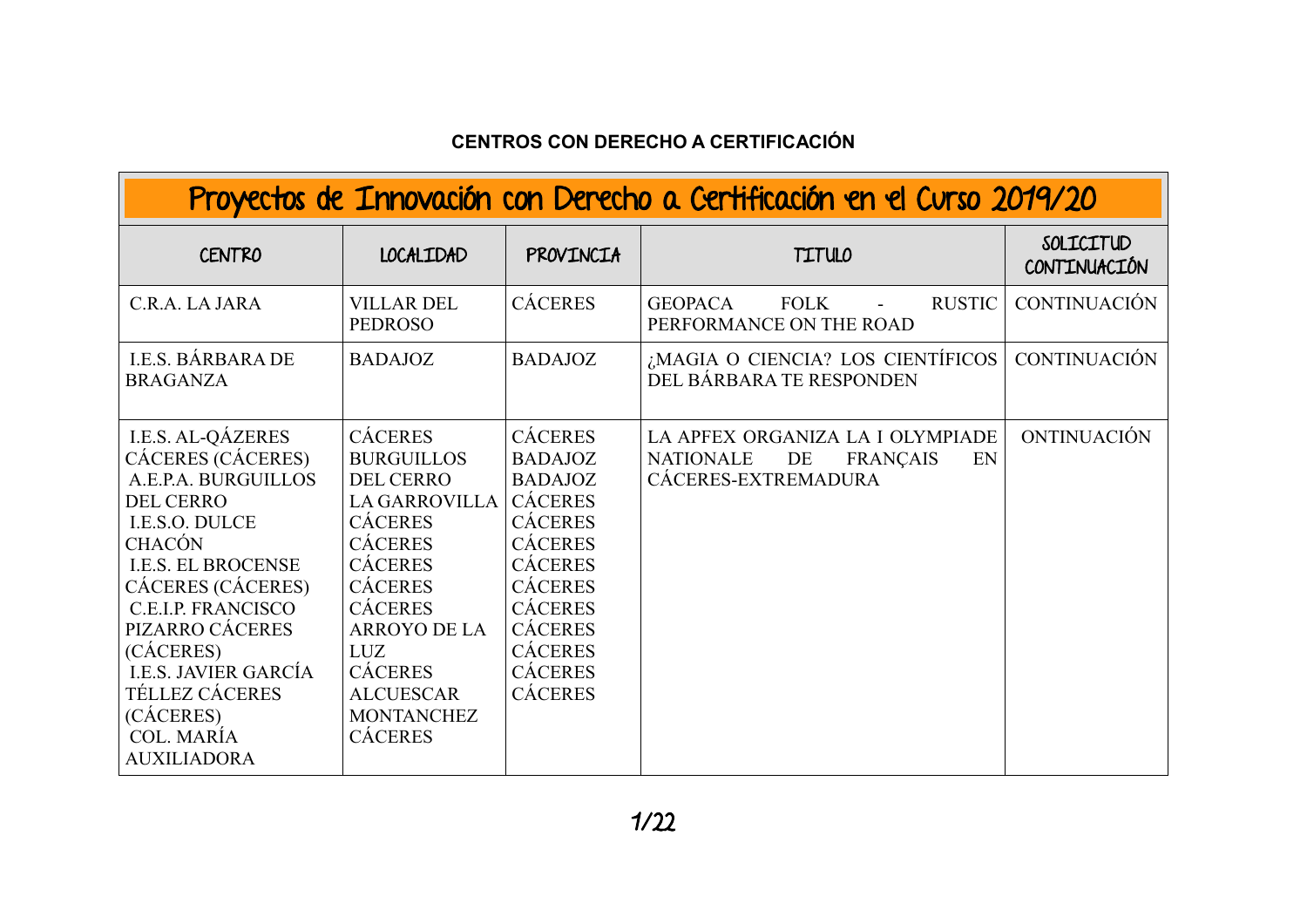**CENTROS CON DERECHO A CERTIFICACIÓN**

| Proyectos de Innovación con Derecho a Certificación en el Curso 2019/20 | | | | |
|---|---|---|---|---|
| CENTRO | LOCALIDAD | PROVINCIA | TITULO | SOLICITUD CONTINUACIÓN |
| C.R.A. LA JARA | VILLAR DEL PEDROSO | CÁCERES | GEOPACA FOLK - RUSTIC PERFORMANCE ON THE ROAD | CONTINUACIÓN |
| I.E.S. BÁRBARA DE BRAGANZA | BADAJOZ | BADAJOZ | ¿MAGIA O CIENCIA? LOS CIENTÍFICOS DEL BÁRBARA TE RESPONDEN | CONTINUACIÓN |
| I.E.S. AL-QÁZERES CÁCERES (CÁCERES)<br>A.E.P.A. BURGUILLOS DEL CERRO<br>I.E.S.O. DULCE CHACÓN<br>I.E.S. EL BROCENSE CÁCERES (CÁCERES)<br>C.E.I.P. FRANCISCO PIZARRO CÁCERES (CÁCERES)<br>I.E.S. JAVIER GARCÍA TÉLLEZ CÁCERES (CÁCERES)<br>COL. MARÍA AUXILIADORA | CÁCERES<br>BURGUILLOS DEL CERRO<br>LA GARROVILLA<br>CÁCERES<br>CÁCERES<br>CÁCERES<br>CÁCERES<br>CÁCERES<br>ARROYO DE LA LUZ<br>CÁCERES<br>ALCUESCAR<br>MONTANCHEZ<br>CÁCERES | CÁCERES<br>BADAJOZ<br>BADAJOZ<br>CÁCERES<br>CÁCERES<br>CÁCERES<br>CÁCERES<br>CÁCERES<br>CÁCERES<br>CÁCERES<br>CÁCERES<br>CÁCERES<br>CÁCERES | LA APFEX ORGANIZA LA I OLYMPIADE NATIONALE DE FRANÇAIS EN CÁCERES-EXTREMADURA | ONTINUACIÓN |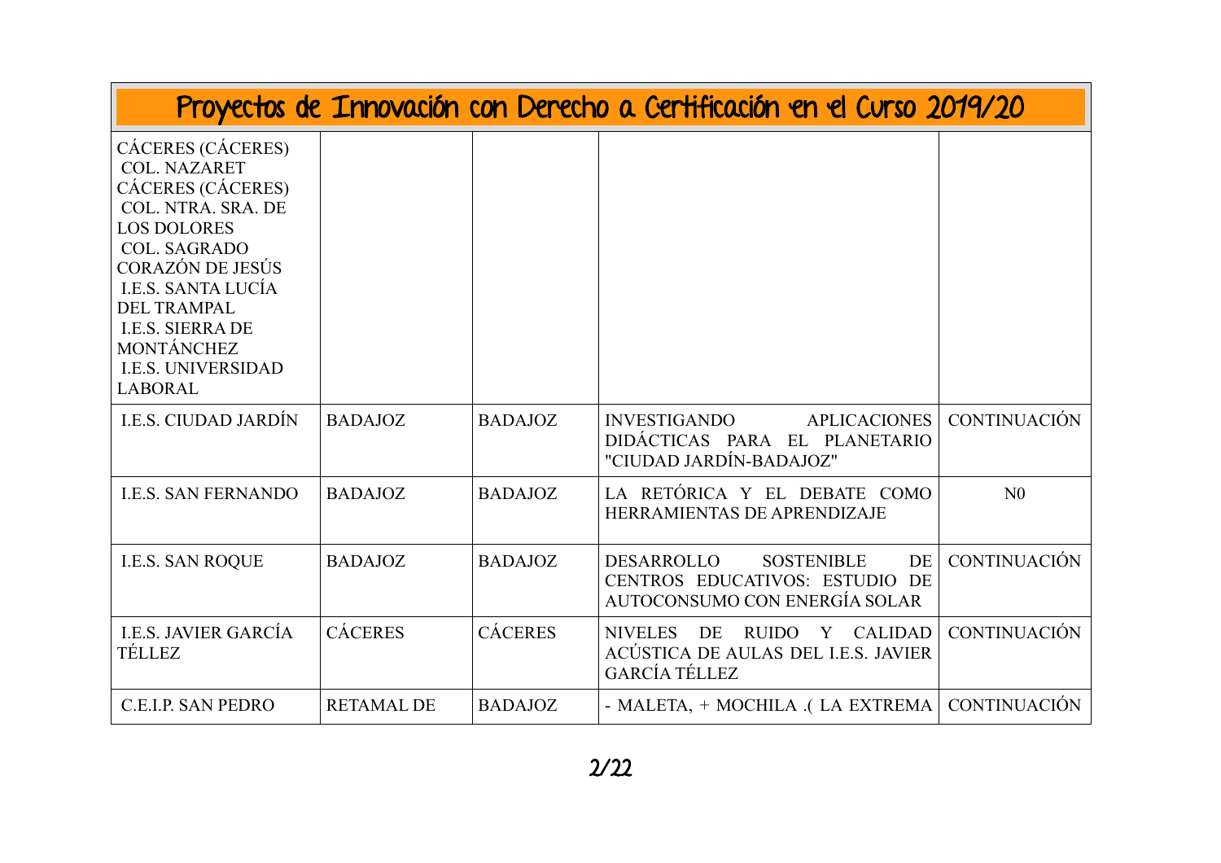# Proyectos de Innovación con Derecho a Certificación en el Curso 2019/20

| | | | | |
|---|---|---|---|---|
| CÁCERES (CÁCERES) COL. NAZARET CÁCERES (CÁCERES) COL. NTRA. SRA. DE LOS DOLORES COL. SAGRADO CORAZÓN DE JESÚS I.E.S. SANTA LUCÍA DEL TRAMPAL I.E.S. SIERRA DE MONTÁNCHEZ I.E.S. UNIVERSIDAD LABORAL | | | | |
| I.E.S. CIUDAD JARDÍN | BADAJOZ | BADAJOZ | INVESTIGANDO APLICACIONES DIDÁCTICAS PARA EL PLANETARIO "CIUDAD JARDÍN-BADAJOZ" | CONTINUACIÓN |
| I.E.S. SAN FERNANDO | BADAJOZ | BADAJOZ | LA RETÓRICA Y EL DEBATE COMO HERRAMIENTAS DE APRENDIZAJE | N0 |
| I.E.S. SAN ROQUE | BADAJOZ | BADAJOZ | DESARROLLO SOSTENIBLE DE CENTROS EDUCATIVOS: ESTUDIO DE AUTOCONSUMO CON ENERGÍA SOLAR | CONTINUACIÓN |
| I.E.S. JAVIER GARCÍA TÉLLEZ | CÁCERES | CÁCERES | NIVELES DE RUIDO Y CALIDAD ACÚSTICA DE AULAS DEL I.E.S. JAVIER GARCÍA TÉLLEZ | CONTINUACIÓN |
| C.E.I.P. SAN PEDRO | RETAMAL DE | BADAJOZ | - MALETA, + MOCHILA .( LA EXTREMA | CONTINUACIÓN |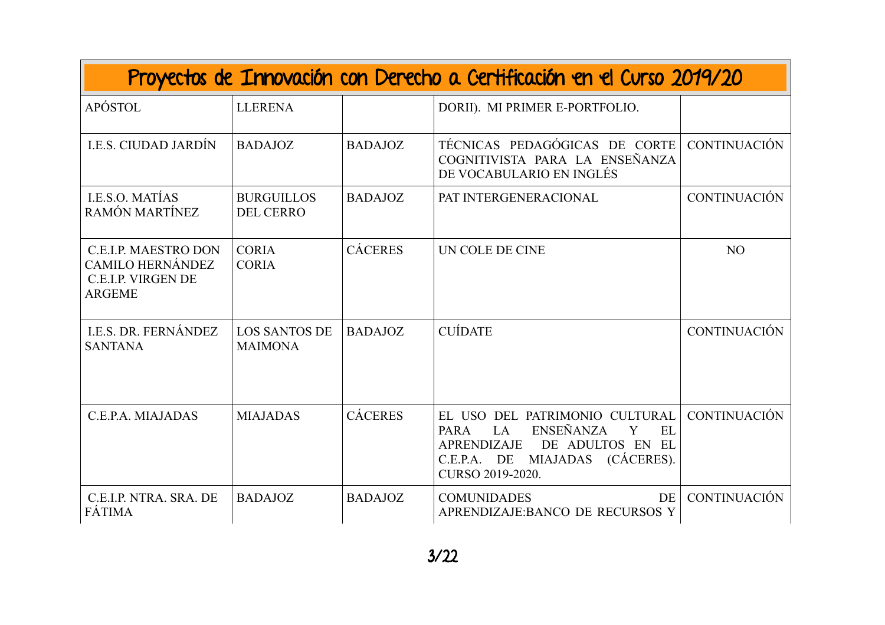# Proyectos de Innovación con Derecho a Certificación en el Curso 2019/20

| | | | | |
|---|---|---|---|---|
| APÓSTOL | LLERENA | | DORII). MI PRIMER E-PORTFOLIO. | |
| I.E.S. CIUDAD JARDÍN | BADAJOZ | BADAJOZ | TÉCNICAS PEDAGÓGICAS DE CORTE COGNITIVISTA PARA LA ENSEÑANZA DE VOCABULARIO EN INGLÉS | CONTINUACIÓN |
| I.E.S.O. MATÍAS RAMÓN MARTÍNEZ | BURGUILLOS DEL CERRO | BADAJOZ | PAT INTERGENERACIONAL | CONTINUACIÓN |
| C.E.I.P. MAESTRO DON CAMILO HERNÁNDEZ C.E.I.P. VIRGEN DE ARGEME | CORIA CORIA | CÁCERES | UN COLE DE CINE | NO |
| I.E.S. DR. FERNÁNDEZ SANTANA | LOS SANTOS DE MAIMONA | BADAJOZ | CUÍDATE | CONTINUACIÓN |
| C.E.P.A. MIAJADAS | MIAJADAS | CÁCERES | EL USO DEL PATRIMONIO CULTURAL PARA LA ENSEÑANZA Y EL APRENDIZAJE DE ADULTOS EN EL C.E.P.A. DE MIAJADAS (CÁCERES). CURSO 2019-2020. | CONTINUACIÓN |
| C.E.I.P. NTRA. SRA. DE FÁTIMA | BADAJOZ | BADAJOZ | COMUNIDADES DE APRENDIZAJE:BANCO DE RECURSOS Y | CONTINUACIÓN |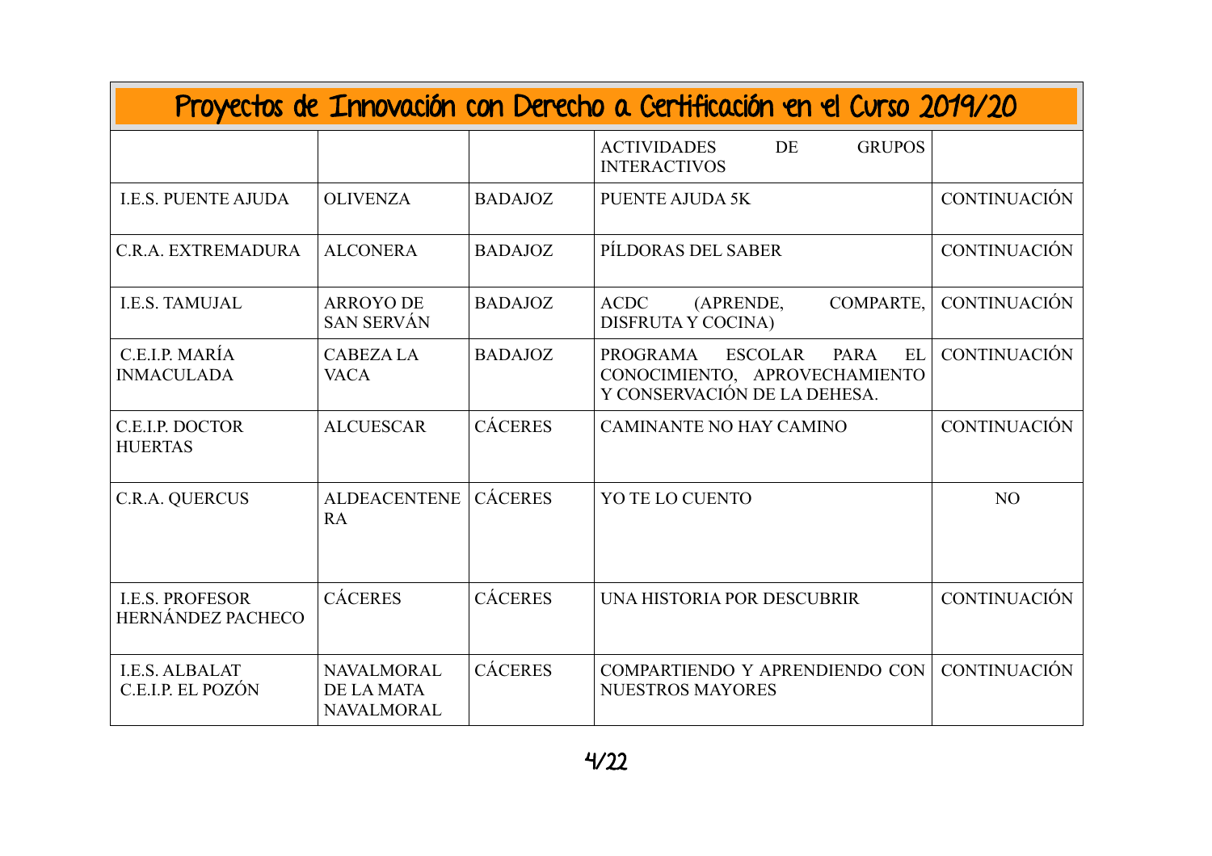# Proyectos de Innovación con Derecho a Certificación en el Curso 2019/20

| | | | | |
|---|---|---|---|---|
| | | | ACTIVIDADES DE GRUPOS INTERACTIVOS | |
| I.E.S. PUENTE AJUDA | OLIVENZA | BADAJOZ | PUENTE AJUDA 5K | CONTINUACIÓN |
| C.R.A. EXTREMADURA | ALCONERA | BADAJOZ | PÍLDORAS DEL SABER | CONTINUACIÓN |
| I.E.S. TAMUJAL | ARROYO DE SAN SERVÁN | BADAJOZ | ACDC (APRENDE, COMPARTE, DISFRUTA Y COCINA) | CONTINUACIÓN |
| C.E.I.P. MARÍA INMACULADA | CABEZA LA VACA | BADAJOZ | PROGRAMA ESCOLAR PARA EL CONOCIMIENTO, APROVECHAMIENTO Y CONSERVACIÓN DE LA DEHESA. | CONTINUACIÓN |
| C.E.I.P. DOCTOR HUERTAS | ALCUESCAR | CÁCERES | CAMINANTE NO HAY CAMINO | CONTINUACIÓN |
| C.R.A. QUERCUS | ALDEACENTENERA | CÁCERES | YO TE LO CUENTO | NO |
| I.E.S. PROFESOR HERNÁNDEZ PACHECO | CÁCERES | CÁCERES | UNA HISTORIA POR DESCUBRIR | CONTINUACIÓN |
| I.E.S. ALBALAT<br>C.E.I.P. EL POZÓN | NAVALMORAL DE LA MATA<br>NAVALMORAL | CÁCERES | COMPARTIENDO Y APRENDIENDO CON NUESTROS MAYORES | CONTINUACIÓN |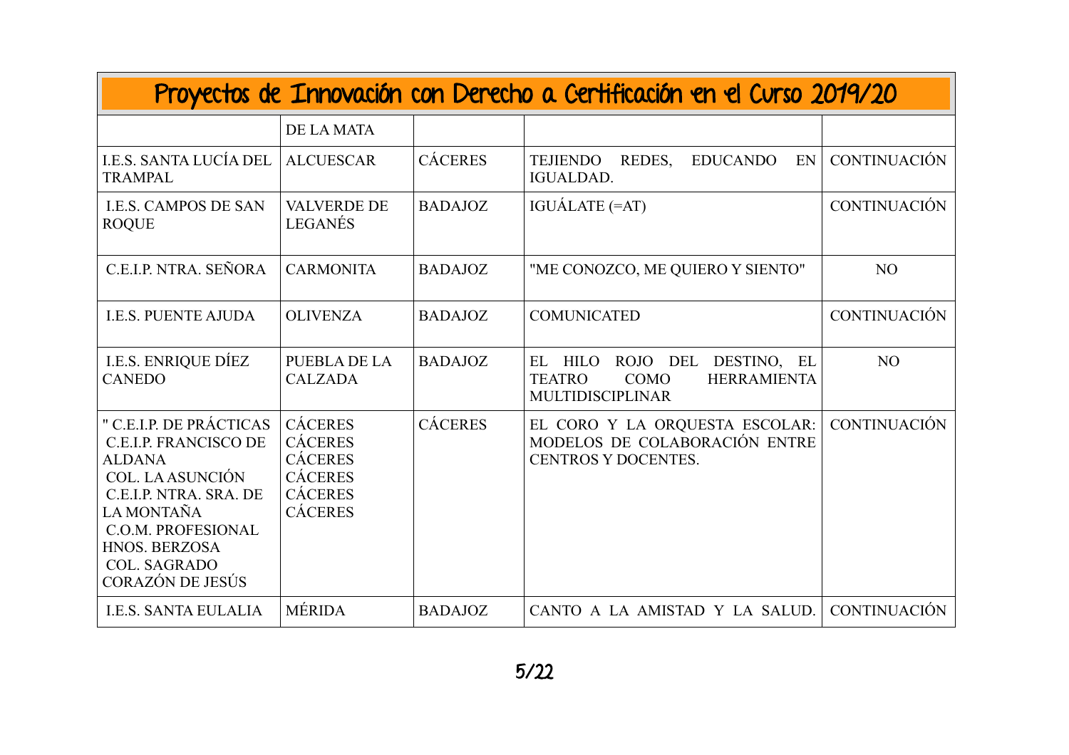# Proyectos de Innovación con Derecho a Certificación en el Curso 2019/20

| | | | | |
|---|---|---|---|---|
| | DE LA MATA | | | |
| I.E.S. SANTA LUCÍA DEL TRAMPAL | ALCUESCAR | CÁCERES | TEJIENDO REDES, EDUCANDO EN IGUALDAD. | CONTINUACIÓN |
| I.E.S. CAMPOS DE SAN ROQUE | VALVERDE DE LEGANÉS | BADAJOZ | IGUÁLATE (=AT) | CONTINUACIÓN |
| C.E.I.P. NTRA. SEÑORA | CARMONITA | BADAJOZ | "ME CONOZCO, ME QUIERO Y SIENTO" | NO |
| I.E.S. PUENTE AJUDA | OLIVENZA | BADAJOZ | COMUNICATED | CONTINUACIÓN |
| I.E.S. ENRIQUE DÍEZ CANEDO | PUEBLA DE LA CALZADA | BADAJOZ | EL HILO ROJO DEL DESTINO, EL TEATRO COMO HERRAMIENTA MULTIDISCIPLINAR | NO |
| " C.E.I.P. DE PRÁCTICAS<br>C.E.I.P. FRANCISCO DE ALDANA<br>COL. LA ASUNCIÓN<br>C.E.I.P. NTRA. SRA. DE LA MONTAÑA<br>C.O.M. PROFESIONAL HNOS. BERZOSA<br>COL. SAGRADO CORAZÓN DE JESÚS | CÁCERES<br>CÁCERES<br>CÁCERES<br>CÁCERES<br>CÁCERES<br>CÁCERES | CÁCERES | EL CORO Y LA ORQUESTA ESCOLAR: MODELOS DE COLABORACIÓN ENTRE CENTROS Y DOCENTES. | CONTINUACIÓN |
| I.E.S. SANTA EULALIA | MÉRIDA | BADAJOZ | CANTO A LA AMISTAD Y LA SALUD. | CONTINUACIÓN |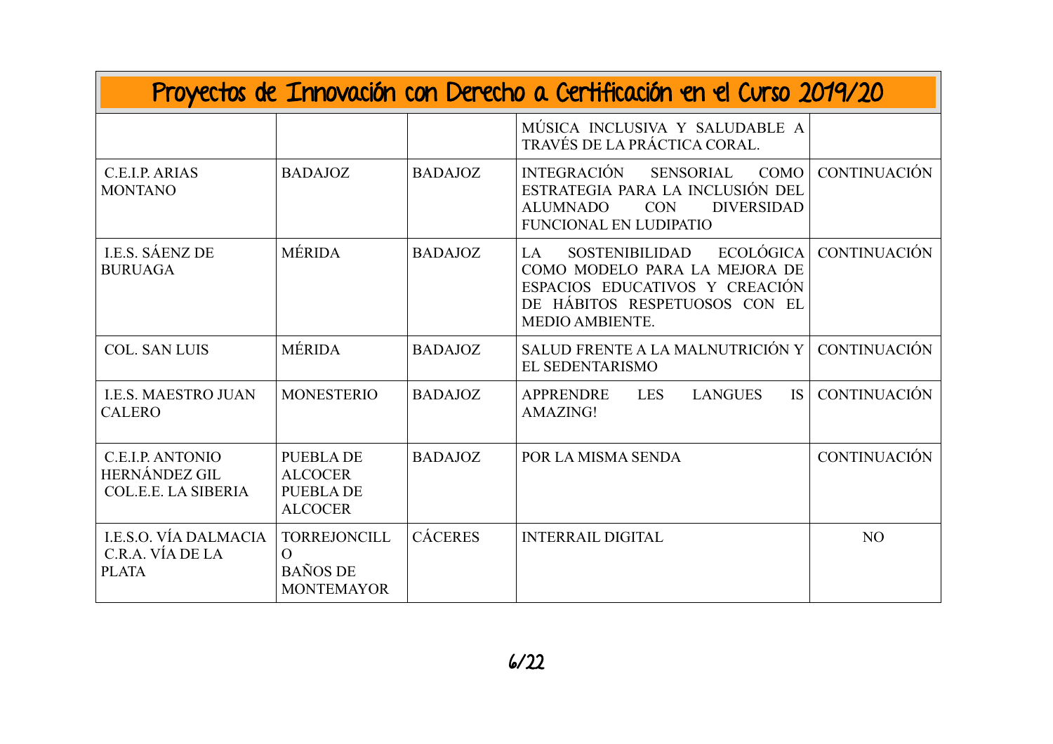# Proyectos de Innovación con Derecho a Certificación en el Curso 2019/20

| | | | | |
|---|---|---|---|---|
| | | | MÚSICA INCLUSIVA Y SALUDABLE A TRAVÉS DE LA PRÁCTICA CORAL. | |
| C.E.I.P. ARIAS MONTANO | BADAJOZ | BADAJOZ | INTEGRACIÓN SENSORIAL COMO ESTRATEGIA PARA LA INCLUSIÓN DEL ALUMNADO CON DIVERSIDAD FUNCIONAL EN LUDIPATIO | CONTINUACIÓN |
| I.E.S. SÁENZ DE BURUAGA | MÉRIDA | BADAJOZ | LA SOSTENIBILIDAD ECOLÓGICA COMO MODELO PARA LA MEJORA DE ESPACIOS EDUCATIVOS Y CREACIÓN DE HÁBITOS RESPETUOSOS CON EL MEDIO AMBIENTE. | CONTINUACIÓN |
| COL. SAN LUIS | MÉRIDA | BADAJOZ | SALUD FRENTE A LA MALNUTRICIÓN Y EL SEDENTARISMO | CONTINUACIÓN |
| I.E.S. MAESTRO JUAN CALERO | MONESTERIO | BADAJOZ | APPRENDRE LES LANGUES IS AMAZING! | CONTINUACIÓN |
| C.E.I.P. ANTONIO HERNÁNDEZ GIL COL.E.E. LA SIBERIA | PUEBLA DE ALCOCER PUEBLA DE ALCOCER | BADAJOZ | POR LA MISMA SENDA | CONTINUACIÓN |
| I.E.S.O. VÍA DALMACIA C.R.A. VÍA DE LA PLATA | TORREJONCILLO BAÑOS DE MONTEMAYOR | CÁCERES | INTERRAIL DIGITAL | NO |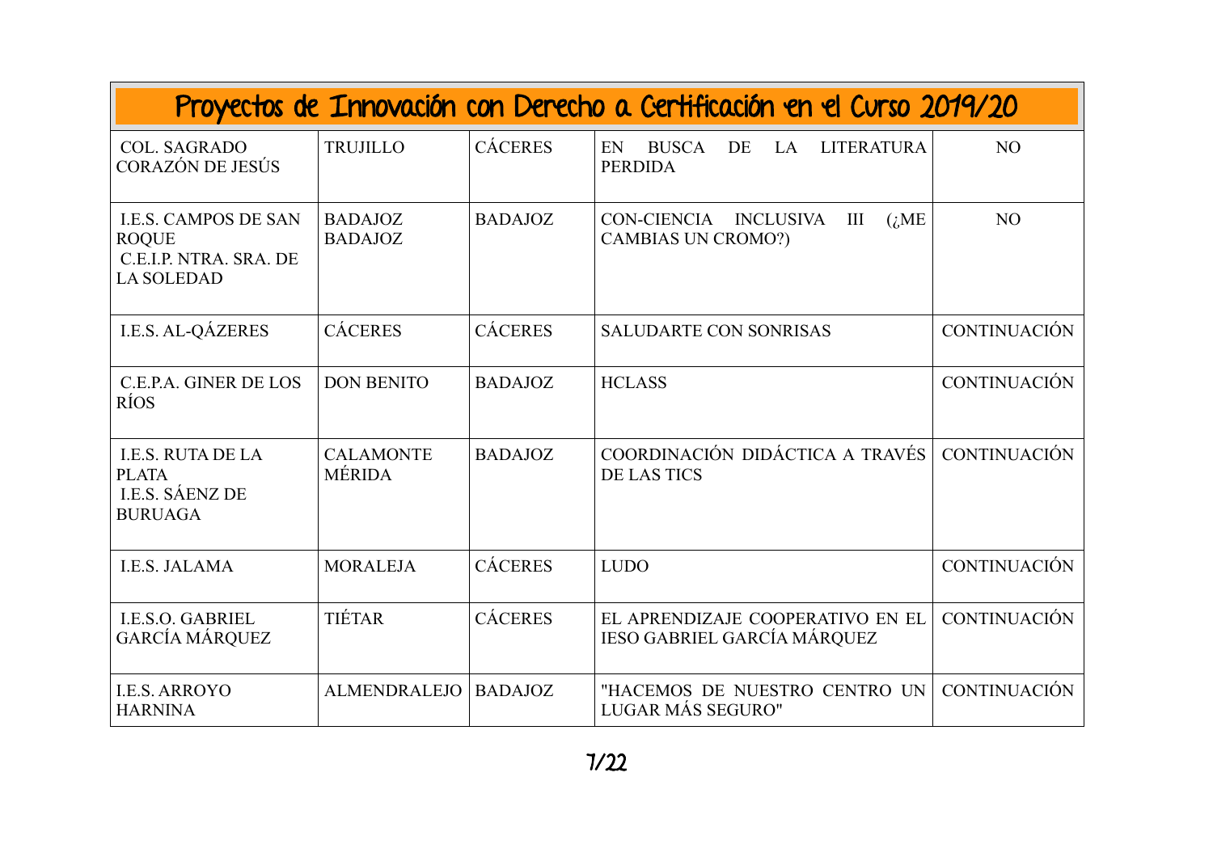# Proyectos de Innovación con Derecho a Certificación en el Curso 2019/20

| | | | | |
|---|---|---|---|---|
| COL. SAGRADO CORAZÓN DE JESÚS | TRUJILLO | CÁCERES | EN BUSCA DE LA LITERATURA PERDIDA | NO |
| I.E.S. CAMPOS DE SAN ROQUE<br>C.E.I.P. NTRA. SRA. DE LA SOLEDAD | BADAJOZ<br>BADAJOZ | BADAJOZ | CON-CIENCIA INCLUSIVA III (¿ME CAMBIAS UN CROMO?) | NO |
| I.E.S. AL-QÁZERES | CÁCERES | CÁCERES | SALUDARTE CON SONRISAS | CONTINUACIÓN |
| C.E.P.A. GINER DE LOS RÍOS | DON BENITO | BADAJOZ | HCLASS | CONTINUACIÓN |
| I.E.S. RUTA DE LA PLATA<br>I.E.S. SÁENZ DE BURUAGA | CALAMONTE<br>MÉRIDA | BADAJOZ | COORDINACIÓN DIDÁCTICA A TRAVÉS DE LAS TICS | CONTINUACIÓN |
| I.E.S. JALAMA | MORALEJA | CÁCERES | LUDO | CONTINUACIÓN |
| I.E.S.O. GABRIEL GARCÍA MÁRQUEZ | TIÉTAR | CÁCERES | EL APRENDIZAJE COOPERATIVO EN EL IESO GABRIEL GARCÍA MÁRQUEZ | CONTINUACIÓN |
| I.E.S. ARROYO HARNINA | ALMENDRALEJO | BADAJOZ | "HACEMOS DE NUESTRO CENTRO UN LUGAR MÁS SEGURO" | CONTINUACIÓN |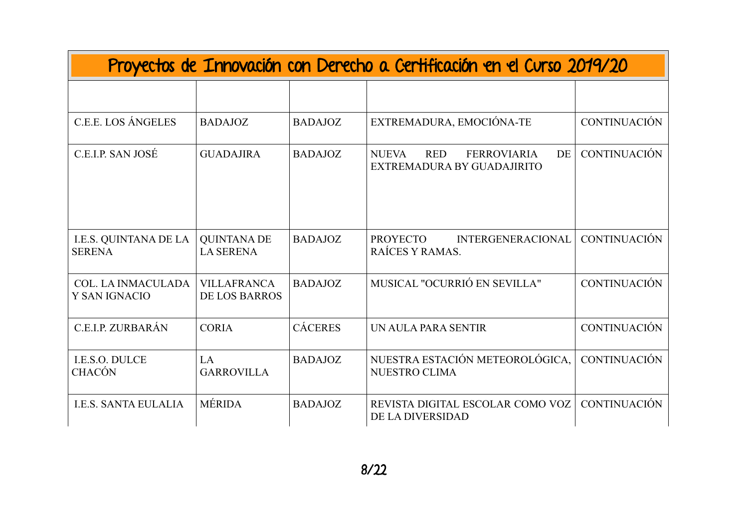# Proyectos de Innovación con Derecho a Certificación en el Curso 2019/20

| | | | | |
|---|---|---|---|---|
| C.E.E. LOS ÁNGELES | BADAJOZ | BADAJOZ | EXTREMADURA, EMOCIÓNA-TE | CONTINUACIÓN |
| C.E.I.P. SAN JOSÉ | GUADAJIRA | BADAJOZ | NUEVA RED FERROVIARIA DE EXTREMADURA BY GUADAJIRITO | CONTINUACIÓN |
| I.E.S. QUINTANA DE LA SERENA | QUINTANA DE LA SERENA | BADAJOZ | PROYECTO INTERGENERACIONAL RAÍCES Y RAMAS. | CONTINUACIÓN |
| COL. LA INMACULADA Y SAN IGNACIO | VILLAFRANCA DE LOS BARROS | BADAJOZ | MUSICAL "OCURRIÓ EN SEVILLA" | CONTINUACIÓN |
| C.E.I.P. ZURBARÁN | CORIA | CÁCERES | UN AULA PARA SENTIR | CONTINUACIÓN |
| I.E.S.O. DULCE CHACÓN | LA GARROVILLA | BADAJOZ | NUESTRA ESTACIÓN METEOROLÓGICA, NUESTRO CLIMA | CONTINUACIÓN |
| I.E.S. SANTA EULALIA | MÉRIDA | BADAJOZ | REVISTA DIGITAL ESCOLAR COMO VOZ DE LA DIVERSIDAD | CONTINUACIÓN |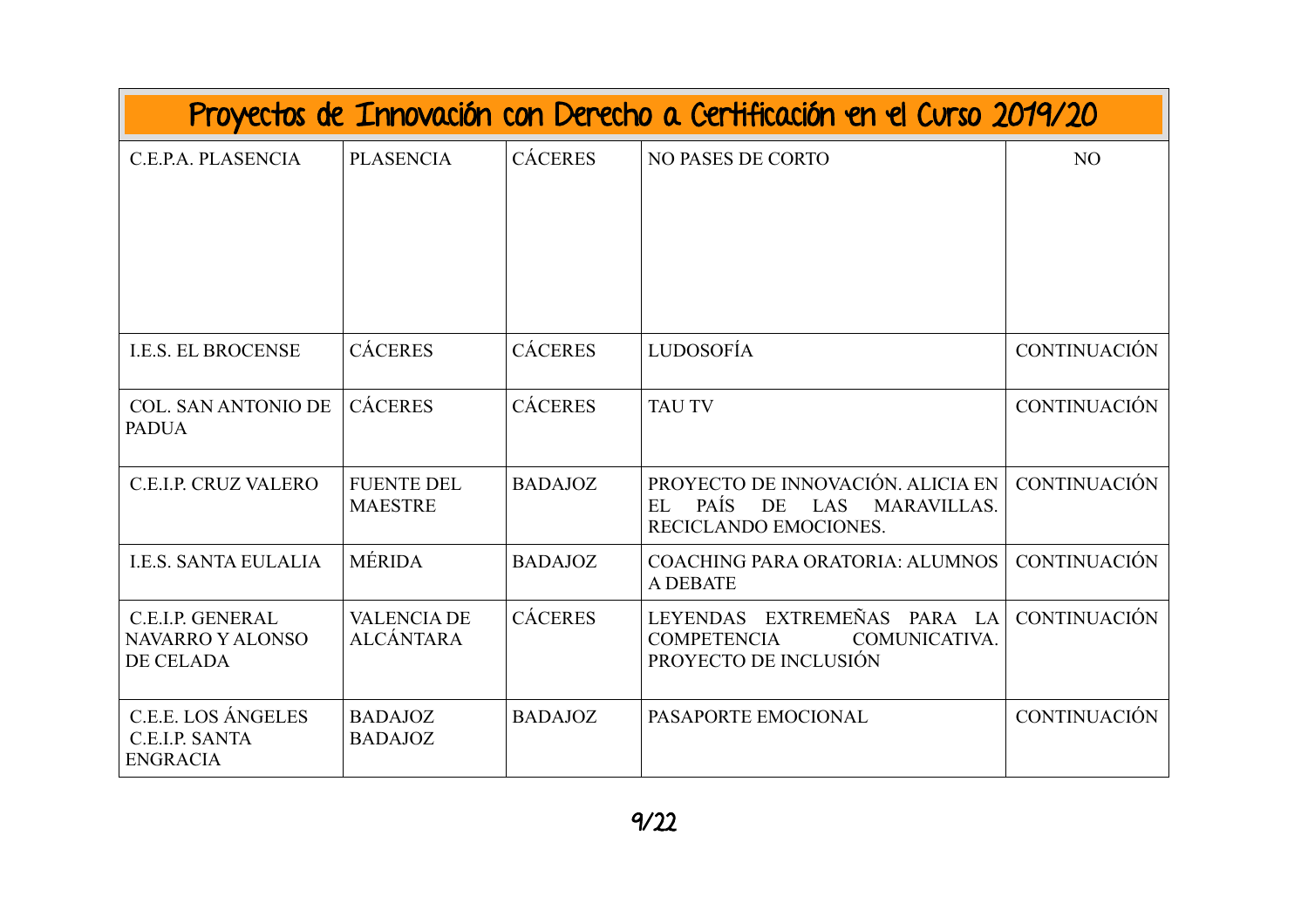| Proyectos de Innovación con Derecho a Certificación en el Curso 2019/20 | | | | |
|---|---|---|---|---|
| C.E.P.A. PLASENCIA | PLASENCIA | CÁCERES | NO PASES DE CORTO | NO |
| I.E.S. EL BROCENSE | CÁCERES | CÁCERES | LUDOSOFÍA | CONTINUACIÓN |
| COL. SAN ANTONIO DE PADUA | CÁCERES | CÁCERES | TAU TV | CONTINUACIÓN |
| C.E.I.P. CRUZ VALERO | FUENTE DEL MAESTRE | BADAJOZ | PROYECTO DE INNOVACIÓN. ALICIA EN EL PAÍS DE LAS MARAVILLAS. RECICLANDO EMOCIONES. | CONTINUACIÓN |
| I.E.S. SANTA EULALIA | MÉRIDA | BADAJOZ | COACHING PARA ORATORIA: ALUMNOS A DEBATE | CONTINUACIÓN |
| C.E.I.P. GENERAL NAVARRO Y ALONSO DE CELADA | VALENCIA DE ALCÁNTARA | CÁCERES | LEYENDAS EXTREMEÑAS PARA LA COMPETENCIA COMUNICATIVA. PROYECTO DE INCLUSIÓN | CONTINUACIÓN |
| C.E.E. LOS ÁNGELES C.E.I.P. SANTA ENGRACIA | BADAJOZ BADAJOZ | BADAJOZ | PASAPORTE EMOCIONAL | CONTINUACIÓN |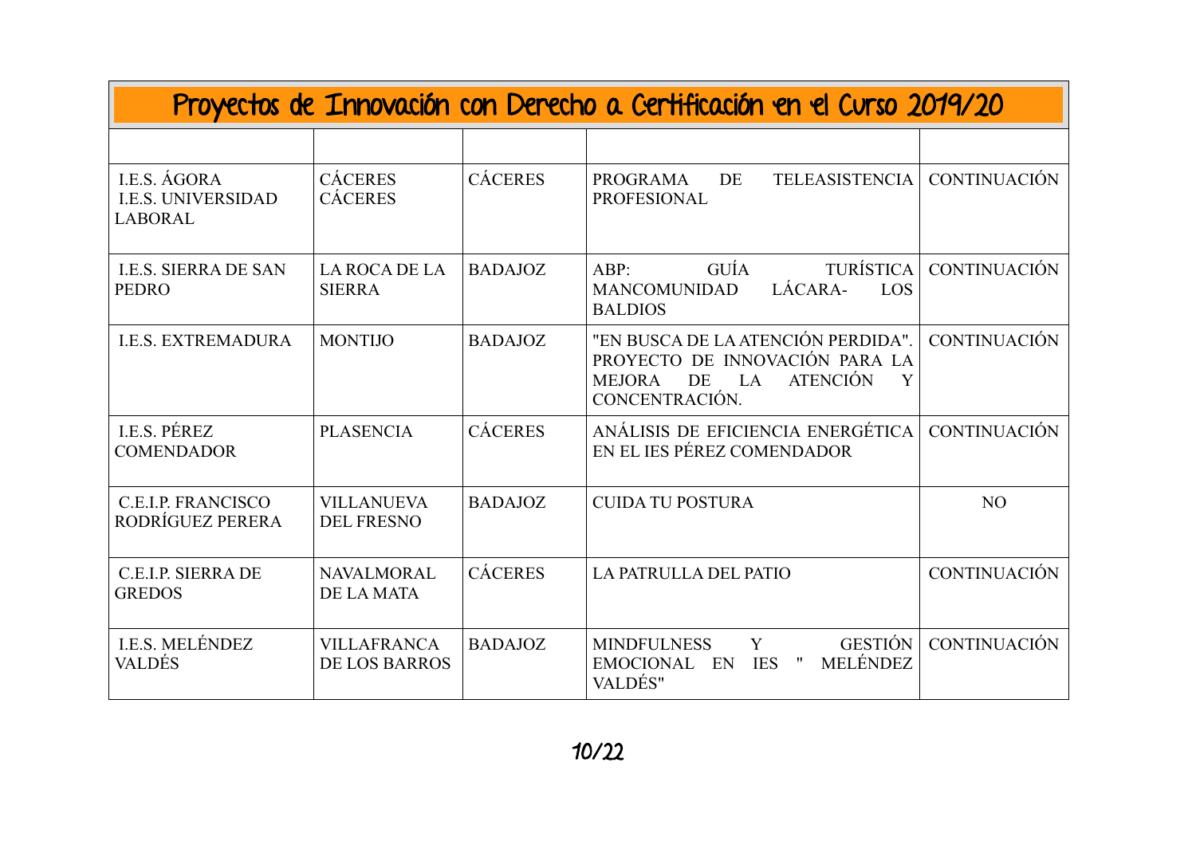# Proyectos de Innovación con Derecho a Certificación en el Curso 2019/20

| | | | | |
|---|---|---|---|---|
| I.E.S. ÁGORA<br>I.E.S. UNIVERSIDAD LABORAL | CÁCERES<br>CÁCERES | CÁCERES | PROGRAMA DE TELEASISTENCIA PROFESIONAL | CONTINUACIÓN |
| I.E.S. SIERRA DE SAN PEDRO | LA ROCA DE LA SIERRA | BADAJOZ | ABP: GUÍA TURÍSTICA MANCOMUNIDAD LÁCARA- LOS BALDIOS | CONTINUACIÓN |
| I.E.S. EXTREMADURA | MONTIJO | BADAJOZ | "EN BUSCA DE LA ATENCIÓN PERDIDA". PROYECTO DE INNOVACIÓN PARA LA MEJORA DE LA ATENCIÓN Y CONCENTRACIÓN. | CONTINUACIÓN |
| I.E.S. PÉREZ COMENDADOR | PLASENCIA | CÁCERES | ANÁLISIS DE EFICIENCIA ENERGÉTICA EN EL IES PÉREZ COMENDADOR | CONTINUACIÓN |
| C.E.I.P. FRANCISCO RODRÍGUEZ PERERA | VILLANUEVA DEL FRESNO | BADAJOZ | CUIDA TU POSTURA | NO |
| C.E.I.P. SIERRA DE GREDOS | NAVALMORAL DE LA MATA | CÁCERES | LA PATRULLA DEL PATIO | CONTINUACIÓN |
| I.E.S. MELÉNDEZ VALDÉS | VILLAFRANCA DE LOS BARROS | BADAJOZ | MINDFULNESS Y GESTIÓN EMOCIONAL EN IES " MELÉNDEZ VALDÉS" | CONTINUACIÓN |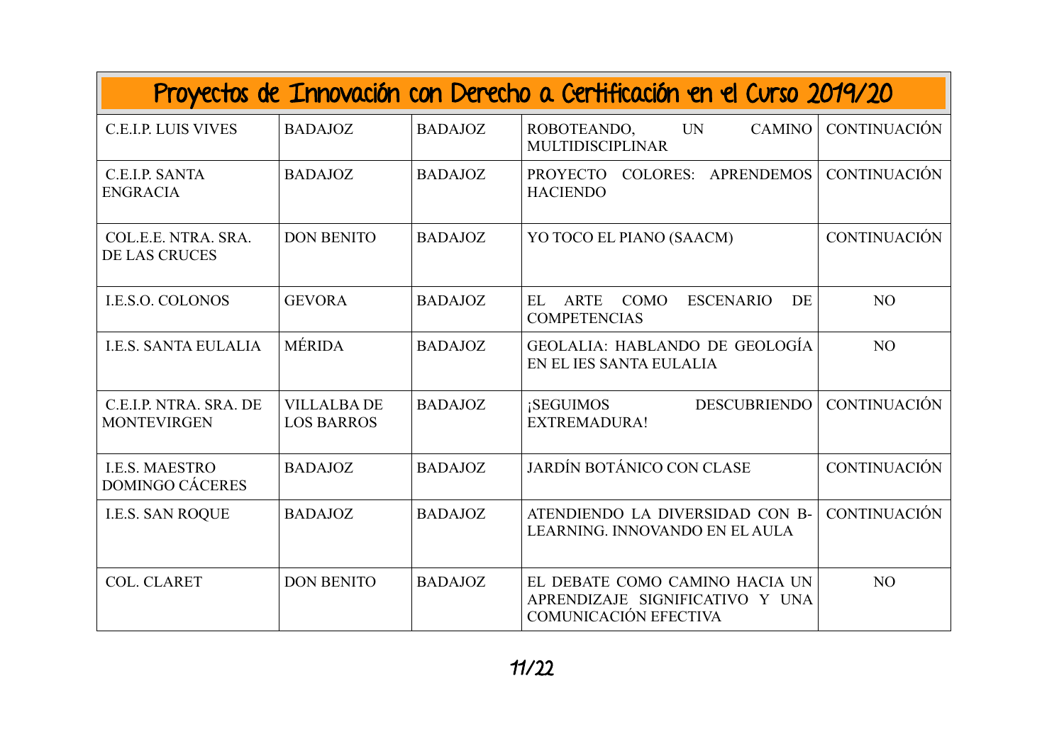## Proyectos de Innovación con Derecho a Certificación en el Curso 2019/20

| | | | | |
|---|---|---|---|---|
| C.E.I.P. LUIS VIVES | BADAJOZ | BADAJOZ | ROBOTEANDO, UN CAMINO MULTIDISCIPLINAR | CONTINUACIÓN |
| C.E.I.P. SANTA ENGRACIA | BADAJOZ | BADAJOZ | PROYECTO COLORES: APRENDEMOS HACIENDO | CONTINUACIÓN |
| COL.E.E. NTRA. SRA. DE LAS CRUCES | DON BENITO | BADAJOZ | YO TOCO EL PIANO (SAACM) | CONTINUACIÓN |
| I.E.S.O. COLONOS | GEVORA | BADAJOZ | EL ARTE COMO ESCENARIO DE COMPETENCIAS | NO |
| I.E.S. SANTA EULALIA | MÉRIDA | BADAJOZ | GEOLALIA: HABLANDO DE GEOLOGÍA EN EL IES SANTA EULALIA | NO |
| C.E.I.P. NTRA. SRA. DE MONTEVIRGEN | VILLALBA DE LOS BARROS | BADAJOZ | ¡SEGUIMOS DESCUBRIENDO EXTREMADURA! | CONTINUACIÓN |
| I.E.S. MAESTRO DOMINGO CÁCERES | BADAJOZ | BADAJOZ | JARDÍN BOTÁNICO CON CLASE | CONTINUACIÓN |
| I.E.S. SAN ROQUE | BADAJOZ | BADAJOZ | ATENDIENDO LA DIVERSIDAD CON B-LEARNING. INNOVANDO EN EL AULA | CONTINUACIÓN |
| COL. CLARET | DON BENITO | BADAJOZ | EL DEBATE COMO CAMINO HACIA UN APRENDIZAJE SIGNIFICATIVO Y UNA COMUNICACIÓN EFECTIVA | NO |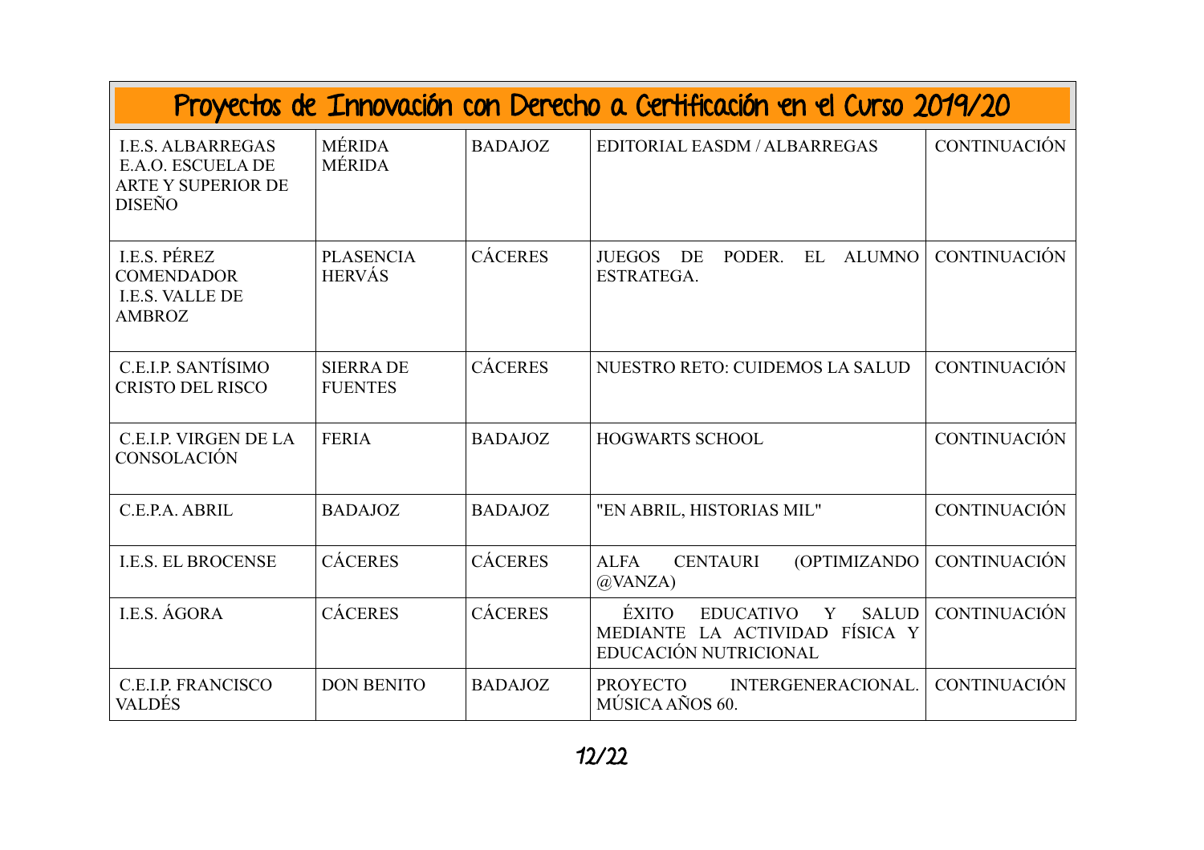| Proyectos de Innovación con Derecho a Certificación en el Curso 2019/20 | | | | |
|---|---|---|---|---|
| I.E.S. ALBARREGAS<br>E.A.O. ESCUELA DE ARTE Y SUPERIOR DE DISEÑO | MÉRIDA<br>MÉRIDA | BADAJOZ | EDITORIAL EASDM / ALBARREGAS | CONTINUACIÓN |
| I.E.S. PÉREZ COMENDADOR<br>I.E.S. VALLE DE AMBROZ | PLASENCIA<br>HERVÁS | CÁCERES | JUEGOS DE PODER. EL ALUMNO ESTRATEGA. | CONTINUACIÓN |
| C.E.I.P. SANTÍSIMO CRISTO DEL RISCO | SIERRA DE FUENTES | CÁCERES | NUESTRO RETO: CUIDEMOS LA SALUD | CONTINUACIÓN |
| C.E.I.P. VIRGEN DE LA CONSOLACIÓN | FERIA | BADAJOZ | HOGWARTS SCHOOL | CONTINUACIÓN |
| C.E.P.A. ABRIL | BADAJOZ | BADAJOZ | "EN ABRIL, HISTORIAS MIL" | CONTINUACIÓN |
| I.E.S. EL BROCENSE | CÁCERES | CÁCERES | ALFA CENTAURI (OPTIMIZANDO @VANZA) | CONTINUACIÓN |
| I.E.S. ÁGORA | CÁCERES | CÁCERES | ÉXITO EDUCATIVO Y SALUD MEDIANTE LA ACTIVIDAD FÍSICA Y EDUCACIÓN NUTRICIONAL | CONTINUACIÓN |
| C.E.I.P. FRANCISCO VALDÉS | DON BENITO | BADAJOZ | PROYECTO INTERGENERACIONAL. MÚSICA AÑOS 60. | CONTINUACIÓN |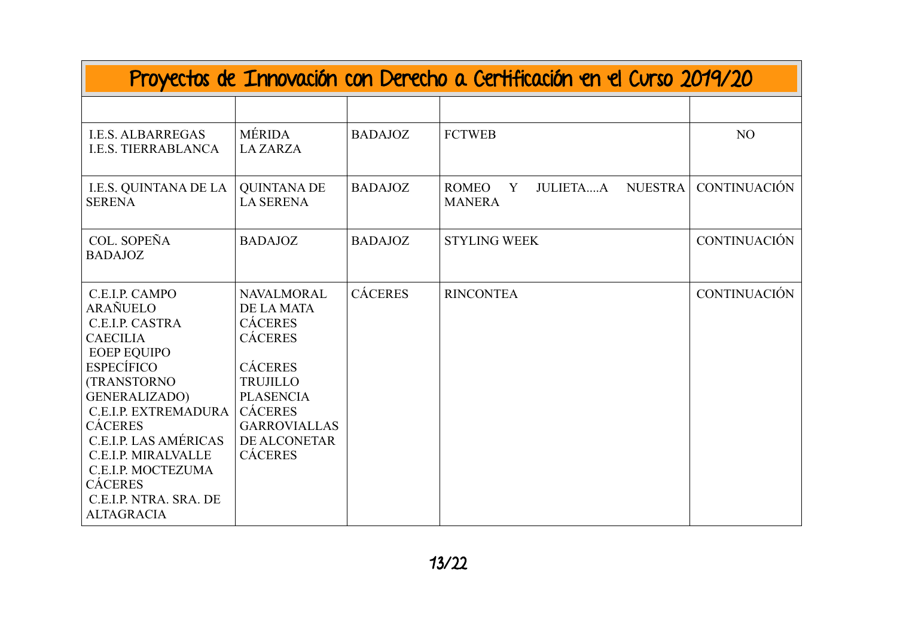# Proyectos de Innovación con Derecho a Certificación en el Curso 2019/20

| | | | | |
|---|---|---|---|---|
| I.E.S. ALBARREGAS<br>I.E.S. TIERRABLANCA | MÉRIDA<br>LA ZARZA | BADAJOZ | FCTWEB | NO |
| I.E.S. QUINTANA DE LA SERENA | QUINTANA DE LA SERENA | BADAJOZ | ROMEO Y JULIETA....A NUESTRA MANERA | CONTINUACIÓN |
| COL. SOPEÑA BADAJOZ | BADAJOZ | BADAJOZ | STYLING WEEK | CONTINUACIÓN |
| C.E.I.P. CAMPO ARAÑUELO<br>C.E.I.P. CASTRA CAECILIA<br>EOEP EQUIPO ESPECÍFICO (TRANSTORNO GENERALIZADO)<br>C.E.I.P. EXTREMADURA CÁCERES<br>C.E.I.P. LAS AMÉRICAS<br>C.E.I.P. MIRALVALLE<br>C.E.I.P. MOCTEZUMA CÁCERES<br>C.E.I.P. NTRA. SRA. DE ALTAGRACIA | NAVALMORAL DE LA MATA<br>CÁCERES<br>CÁCERES<br>CÁCERES<br>TRUJILLO<br>PLASENCIA<br>CÁCERES<br>GARROVIALLAS DE ALCONETAR<br>CÁCERES | CÁCERES | RINCONTEA | CONTINUACIÓN |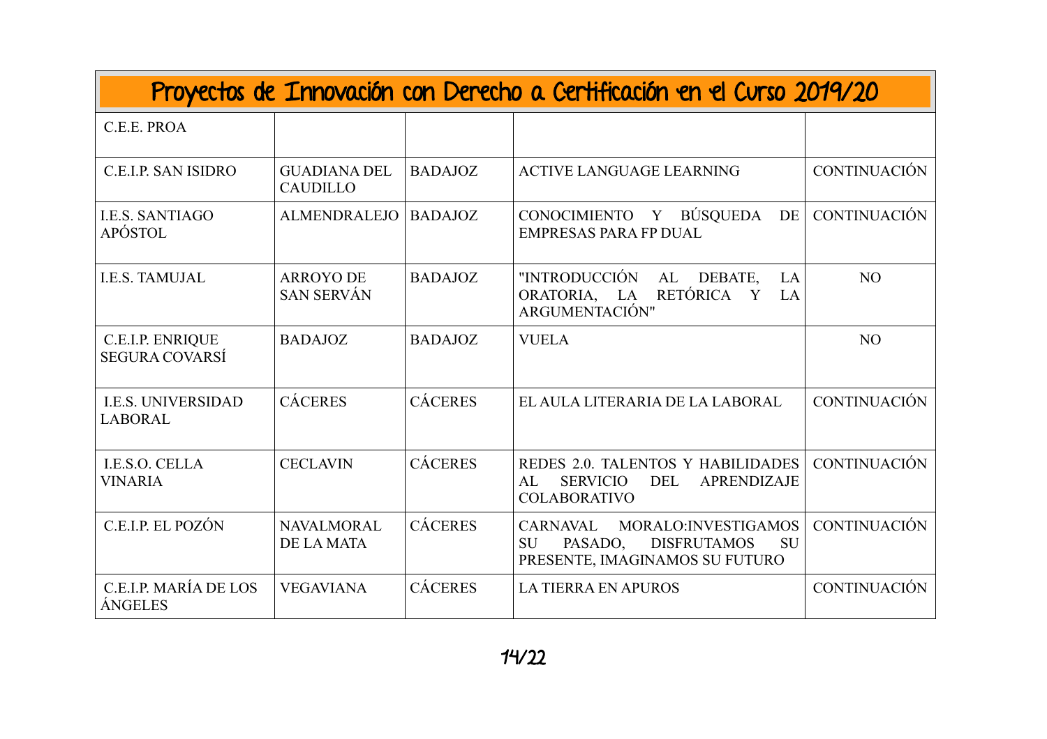# Proyectos de Innovación con Derecho a Certificación en el Curso 2019/20

| | | | | |
|---|---|---|---|---|
| C.E.E. PROA | | | | |
| C.E.I.P. SAN ISIDRO | GUADIANA DEL CAUDILLO | BADAJOZ | ACTIVE LANGUAGE LEARNING | CONTINUACIÓN |
| I.E.S. SANTIAGO APÓSTOL | ALMENDRALEJO | BADAJOZ | CONOCIMIENTO Y BÚSQUEDA DE EMPRESAS PARA FP DUAL | CONTINUACIÓN |
| I.E.S. TAMUJAL | ARROYO DE SAN SERVÁN | BADAJOZ | "INTRODUCCIÓN AL DEBATE, LA ORATORIA, LA RETÓRICA Y LA ARGUMENTACIÓN" | NO |
| C.E.I.P. ENRIQUE SEGURA COVARSÍ | BADAJOZ | BADAJOZ | VUELA | NO |
| I.E.S. UNIVERSIDAD LABORAL | CÁCERES | CÁCERES | EL AULA LITERARIA DE LA LABORAL | CONTINUACIÓN |
| I.E.S.O. CELLA VINARIA | CECLAVIN | CÁCERES | REDES 2.0. TALENTOS Y HABILIDADES AL SERVICIO DEL APRENDIZAJE COLABORATIVO | CONTINUACIÓN |
| C.E.I.P. EL POZÓN | NAVALMORAL DE LA MATA | CÁCERES | CARNAVAL MORALO:INVESTIGAMOS SU PASADO, DISFRUTAMOS SU PRESENTE, IMAGINAMOS SU FUTURO | CONTINUACIÓN |
| C.E.I.P. MARÍA DE LOS ÁNGELES | VEGAVIANA | CÁCERES | LA TIERRA EN APUROS | CONTINUACIÓN |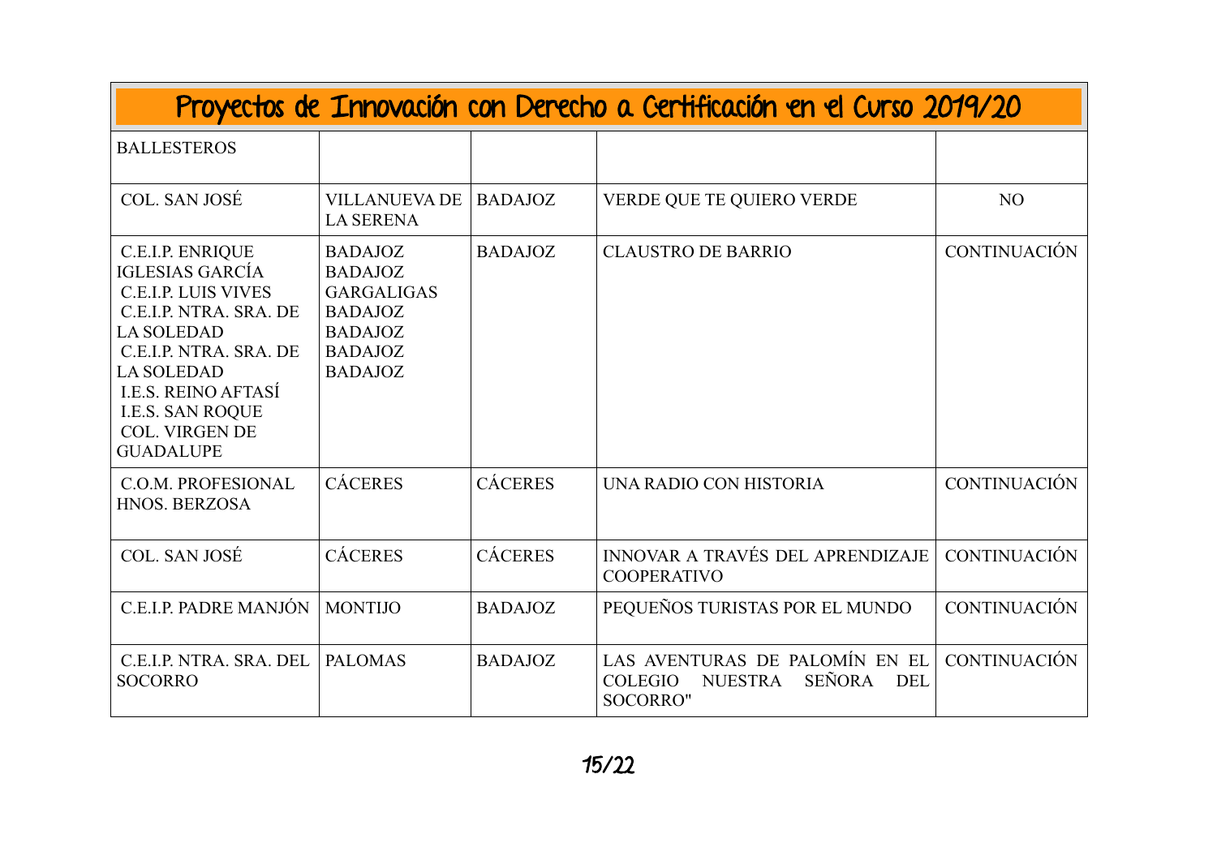# Proyectos de Innovación con Derecho a Certificación en el Curso 2019/20

| | | | | |
|---|---|---|---|---|
| BALLESTEROS | | | | |
| COL. SAN JOSÉ | VILLANUEVA DE LA SERENA | BADAJOZ | VERDE QUE TE QUIERO VERDE | NO |
| C.E.I.P. ENRIQUE IGLESIAS GARCÍA<br>C.E.I.P. LUIS VIVES<br>C.E.I.P. NTRA. SRA. DE LA SOLEDAD<br>C.E.I.P. NTRA. SRA. DE LA SOLEDAD<br>I.E.S. REINO AFTASÍ<br>I.E.S. SAN ROQUE<br>COL. VIRGEN DE GUADALUPE | BADAJOZ<br>BADAJOZ<br>GARGALIGAS<br>BADAJOZ<br>BADAJOZ<br>BADAJOZ<br>BADAJOZ | BADAJOZ | CLAUSTRO DE BARRIO | CONTINUACIÓN |
| C.O.M. PROFESIONAL HNOS. BERZOSA | CÁCERES | CÁCERES | UNA RADIO CON HISTORIA | CONTINUACIÓN |
| COL. SAN JOSÉ | CÁCERES | CÁCERES | INNOVAR A TRAVÉS DEL APRENDIZAJE COOPERATIVO | CONTINUACIÓN |
| C.E.I.P. PADRE MANJÓN | MONTIJO | BADAJOZ | PEQUEÑOS TURISTAS POR EL MUNDO | CONTINUACIÓN |
| C.E.I.P. NTRA. SRA. DEL SOCORRO | PALOMAS | BADAJOZ | LAS AVENTURAS DE PALOMÍN EN EL COLEGIO NUESTRA SEÑORA DEL SOCORRO" | CONTINUACIÓN |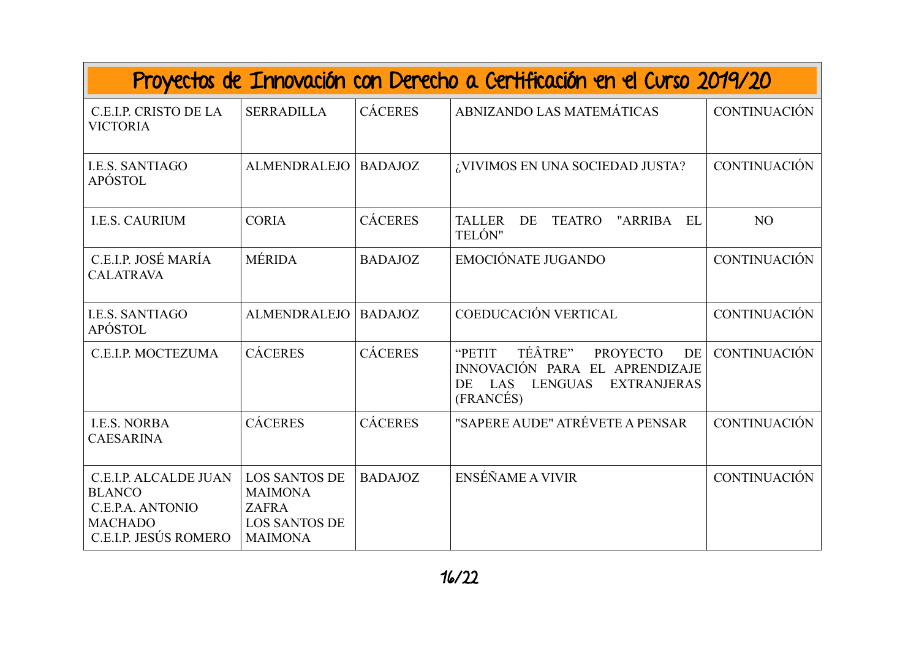## Proyectos de Innovación con Derecho a Certificación en el Curso 2019/20

| | | | | |
|---|---|---|---|---|
| C.E.I.P. CRISTO DE LA VICTORIA | SERRADILLA | CÁCERES | ABNIZANDO LAS MATEMÁTICAS | CONTINUACIÓN |
| I.E.S. SANTIAGO APÓSTOL | ALMENDRALEJO | BADAJOZ | ¿VIVIMOS EN UNA SOCIEDAD JUSTA? | CONTINUACIÓN |
| I.E.S. CAURIUM | CORIA | CÁCERES | TALLER DE TEATRO "ARRIBA EL TELÓN" | NO |
| C.E.I.P. JOSÉ MARÍA CALATRAVA | MÉRIDA | BADAJOZ | EMOCIÓNATE JUGANDO | CONTINUACIÓN |
| I.E.S. SANTIAGO APÓSTOL | ALMENDRALEJO | BADAJOZ | COEDUCACIÓN VERTICAL | CONTINUACIÓN |
| C.E.I.P. MOCTEZUMA | CÁCERES | CÁCERES | "PETIT TÉÂTRE" PROYECTO DE INNOVACIÓN PARA EL APRENDIZAJE DE LAS LENGUAS EXTRANJERAS (FRANCÉS) | CONTINUACIÓN |
| I.E.S. NORBA CAESARINA | CÁCERES | CÁCERES | "SAPERE AUDE" ATRÉVETE A PENSAR | CONTINUACIÓN |
| C.E.I.P. ALCALDE JUAN BLANCO<br>C.E.P.A. ANTONIO MACHADO<br>C.E.I.P. JESÚS ROMERO | LOS SANTOS DE MAIMONA<br>ZAFRA<br>LOS SANTOS DE MAIMONA | BADAJOZ | ENSÉÑAME A VIVIR | CONTINUACIÓN |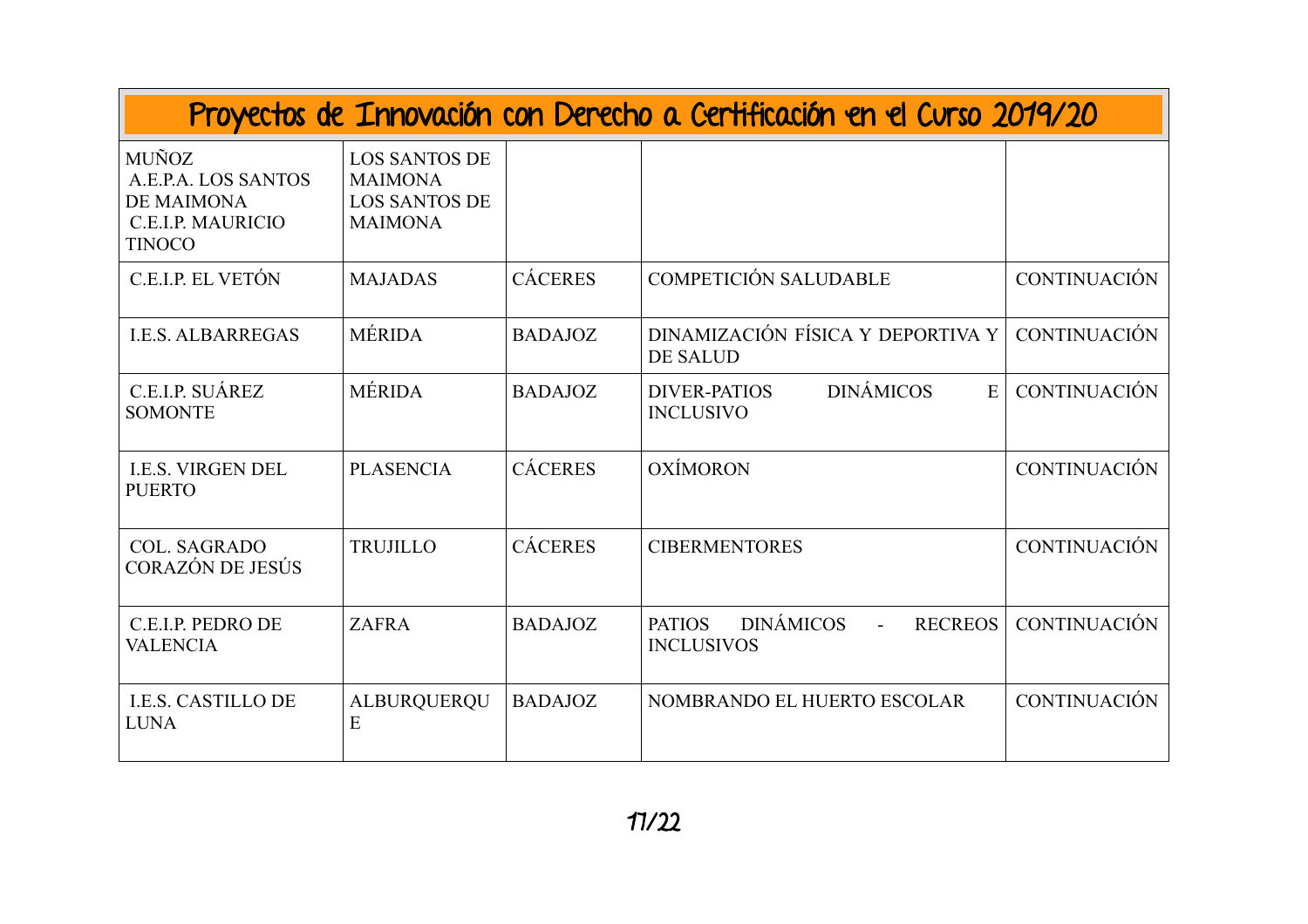| Proyectos de Innovación con Derecho a Certificación en el Curso 2019/20 | | | | |
|---|---|---|---|---|
| MUÑOZ<br>A.E.P.A. LOS SANTOS DE MAIMONA<br>C.E.I.P. MAURICIO TINOCO | LOS SANTOS DE MAIMONA<br>LOS SANTOS DE MAIMONA | | | |
| C.E.I.P. EL VETÓN | MAJADAS | CÁCERES | COMPETICIÓN SALUDABLE | CONTINUACIÓN |
| I.E.S. ALBARREGAS | MÉRIDA | BADAJOZ | DINAMIZACIÓN FÍSICA Y DEPORTIVA Y DE SALUD | CONTINUACIÓN |
| C.E.I.P. SUÁREZ SOMONTE | MÉRIDA | BADAJOZ | DIVER-PATIOS DINÁMICOS E INCLUSIVO | CONTINUACIÓN |
| I.E.S. VIRGEN DEL PUERTO | PLASENCIA | CÁCERES | OXÍMORON | CONTINUACIÓN |
| COL. SAGRADO CORAZÓN DE JESÚS | TRUJILLO | CÁCERES | CIBERMENTORES | CONTINUACIÓN |
| C.E.I.P. PEDRO DE VALENCIA | ZAFRA | BADAJOZ | PATIOS DINÁMICOS - RECREOS INCLUSIVOS | CONTINUACIÓN |
| I.E.S. CASTILLO DE LUNA | ALBURQUERQUE | BADAJOZ | NOMBRANDO EL HUERTO ESCOLAR | CONTINUACIÓN |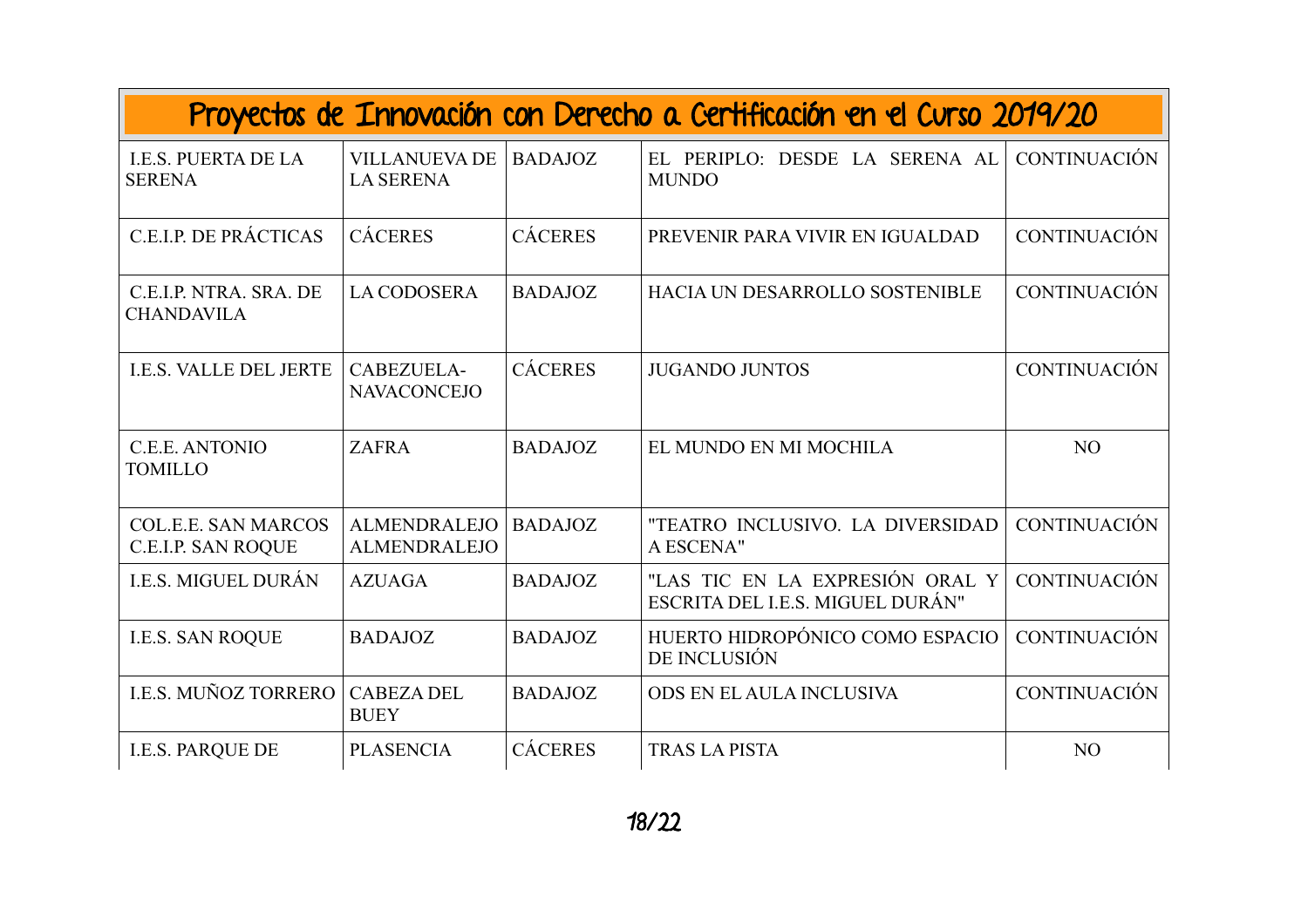# Proyectos de Innovación con Derecho a Certificación en el Curso 2019/20

| | | | | |
|---|---|---|---|---|
| I.E.S. PUERTA DE LA SERENA | VILLANUEVA DE LA SERENA | BADAJOZ | EL PERIPLO: DESDE LA SERENA AL MUNDO | CONTINUACIÓN |
| C.E.I.P. DE PRÁCTICAS | CÁCERES | CÁCERES | PREVENIR PARA VIVIR EN IGUALDAD | CONTINUACIÓN |
| C.E.I.P. NTRA. SRA. DE CHANDAVILA | LA CODOSERA | BADAJOZ | HACIA UN DESARROLLO SOSTENIBLE | CONTINUACIÓN |
| I.E.S. VALLE DEL JERTE | CABEZUELA-NAVACONCEJO | CÁCERES | JUGANDO JUNTOS | CONTINUACIÓN |
| C.E.E. ANTONIO TOMILLO | ZAFRA | BADAJOZ | EL MUNDO EN MI MOCHILA | NO |
| COL.E.E. SAN MARCOS C.E.I.P. SAN ROQUE | ALMENDRALEJO ALMENDRALEJO | BADAJOZ | "TEATRO INCLUSIVO. LA DIVERSIDAD A ESCENA" | CONTINUACIÓN |
| I.E.S. MIGUEL DURÁN | AZUAGA | BADAJOZ | "LAS TIC EN LA EXPRESIÓN ORAL Y ESCRITA DEL I.E.S. MIGUEL DURÁN" | CONTINUACIÓN |
| I.E.S. SAN ROQUE | BADAJOZ | BADAJOZ | HUERTO HIDROPÓNICO COMO ESPACIO DE INCLUSIÓN | CONTINUACIÓN |
| I.E.S. MUÑOZ TORRERO | CABEZA DEL BUEY | BADAJOZ | ODS EN EL AULA INCLUSIVA | CONTINUACIÓN |
| I.E.S. PARQUE DE | PLASENCIA | CÁCERES | TRAS LA PISTA | NO |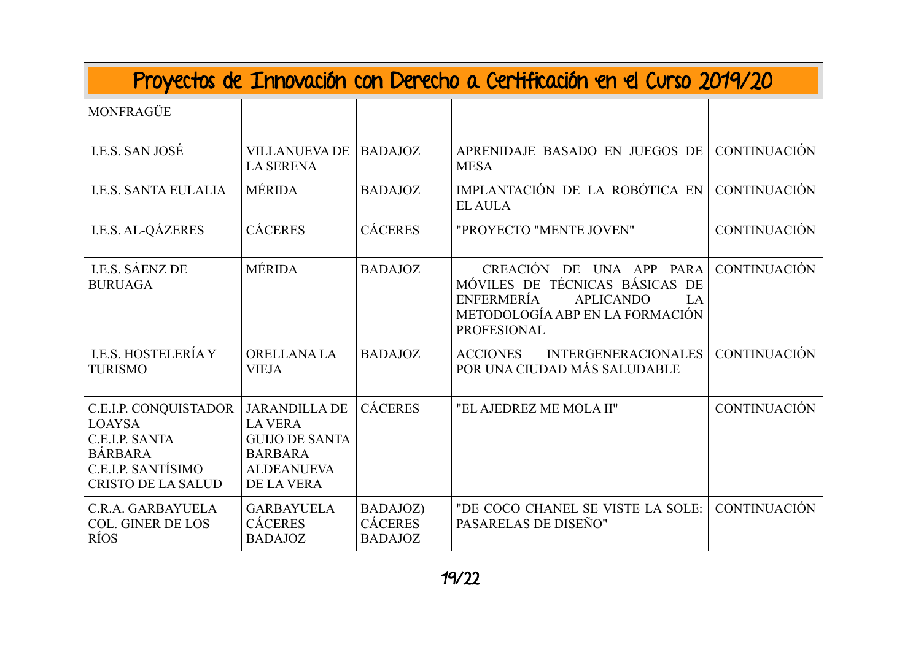# Proyectos de Innovación con Derecho a Certificación en el Curso 2019/20

| | | | | |
|---|---|---|---|---|
| MONFRAGÜE | | | | |
| I.E.S. SAN JOSÉ | VILLANUEVA DE LA SERENA | BADAJOZ | APRENIDAJE BASADO EN JUEGOS DE MESA | CONTINUACIÓN |
| I.E.S. SANTA EULALIA | MÉRIDA | BADAJOZ | IMPLANTACIÓN DE LA ROBÓTICA EN EL AULA | CONTINUACIÓN |
| I.E.S. AL-QÁZERES | CÁCERES | CÁCERES | "PROYECTO "MENTE JOVEN" | CONTINUACIÓN |
| I.E.S. SÁENZ DE BURUAGA | MÉRIDA | BADAJOZ | CREACIÓN DE UNA APP PARA MÓVILES DE TÉCNICAS BÁSICAS DE ENFERMERÍA APLICANDO LA METODOLOGÍA ABP EN LA FORMACIÓN PROFESIONAL | CONTINUACIÓN |
| I.E.S. HOSTELERÍA Y TURISMO | ORELLANA LA VIEJA | BADAJOZ | ACCIONES INTERGENERACIONALES POR UNA CIUDAD MÁS SALUDABLE | CONTINUACIÓN |
| C.E.I.P. CONQUISTADOR LOAYSA<br>C.E.I.P. SANTA BÁRBARA<br>C.E.I.P. SANTÍSIMO CRISTO DE LA SALUD | JARANDILLA DE LA VERA<br>GUIJO DE SANTA BARBARA<br>ALDEANUEVA DE LA VERA | CÁCERES | "EL AJEDREZ ME MOLA II" | CONTINUACIÓN |
| C.R.A. GARBAYUELA<br>COL. GINER DE LOS RÍOS | GARBAYUELA<br>CÁCERES<br>BADAJOZ | BADAJOZ)<br>CÁCERES<br>BADAJOZ | "DE COCO CHANEL SE VISTE LA SOLE: PASARELAS DE DISEÑO" | CONTINUACIÓN |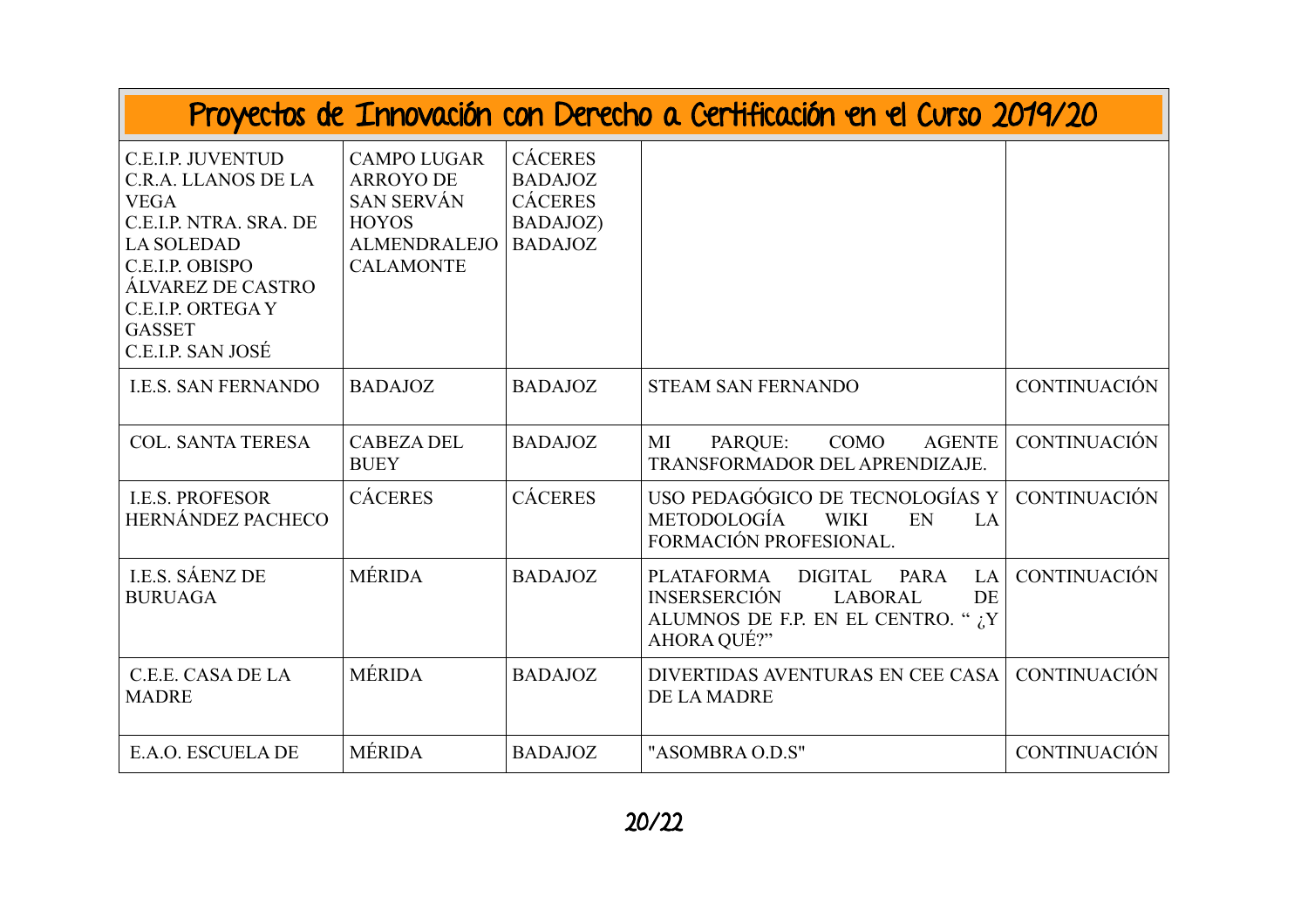# Proyectos de Innovación con Derecho a Certificación en el Curso 2019/20

| | | | | |
|---|---|---|---|---|
| C.E.I.P. JUVENTUD C.R.A. LLANOS DE LA VEGA C.E.I.P. NTRA. SRA. DE LA SOLEDAD C.E.I.P. OBISPO ÁLVAREZ DE CASTRO C.E.I.P. ORTEGA Y GASSET C.E.I.P. SAN JOSÉ | CAMPO LUGAR ARROYO DE SAN SERVÁN HOYOS ALMENDRALEJO CALAMONTE | CÁCERES BADAJOZ CÁCERES BADAJOZ) BADAJOZ | | |
| I.E.S. SAN FERNANDO | BADAJOZ | BADAJOZ | STEAM SAN FERNANDO | CONTINUACIÓN |
| COL. SANTA TERESA | CABEZA DEL BUEY | BADAJOZ | MI PARQUE: COMO AGENTE TRANSFORMADOR DEL APRENDIZAJE. | CONTINUACIÓN |
| I.E.S. PROFESOR HERNÁNDEZ PACHECO | CÁCERES | CÁCERES | USO PEDAGÓGICO DE TECNOLOGÍAS Y METODOLOGÍA WIKI EN LA FORMACIÓN PROFESIONAL. | CONTINUACIÓN |
| I.E.S. SÁENZ DE BURUAGA | MÉRIDA | BADAJOZ | PLATAFORMA DIGITAL PARA LA INSERSERCIÓN LABORAL DE ALUMNOS DE F.P. EN EL CENTRO. " ¿Y AHORA QUÉ?" | CONTINUACIÓN |
| C.E.E. CASA DE LA MADRE | MÉRIDA | BADAJOZ | DIVERTIDAS AVENTURAS EN CEE CASA DE LA MADRE | CONTINUACIÓN |
| E.A.O. ESCUELA DE | MÉRIDA | BADAJOZ | "ASOMBRA O.D.S" | CONTINUACIÓN |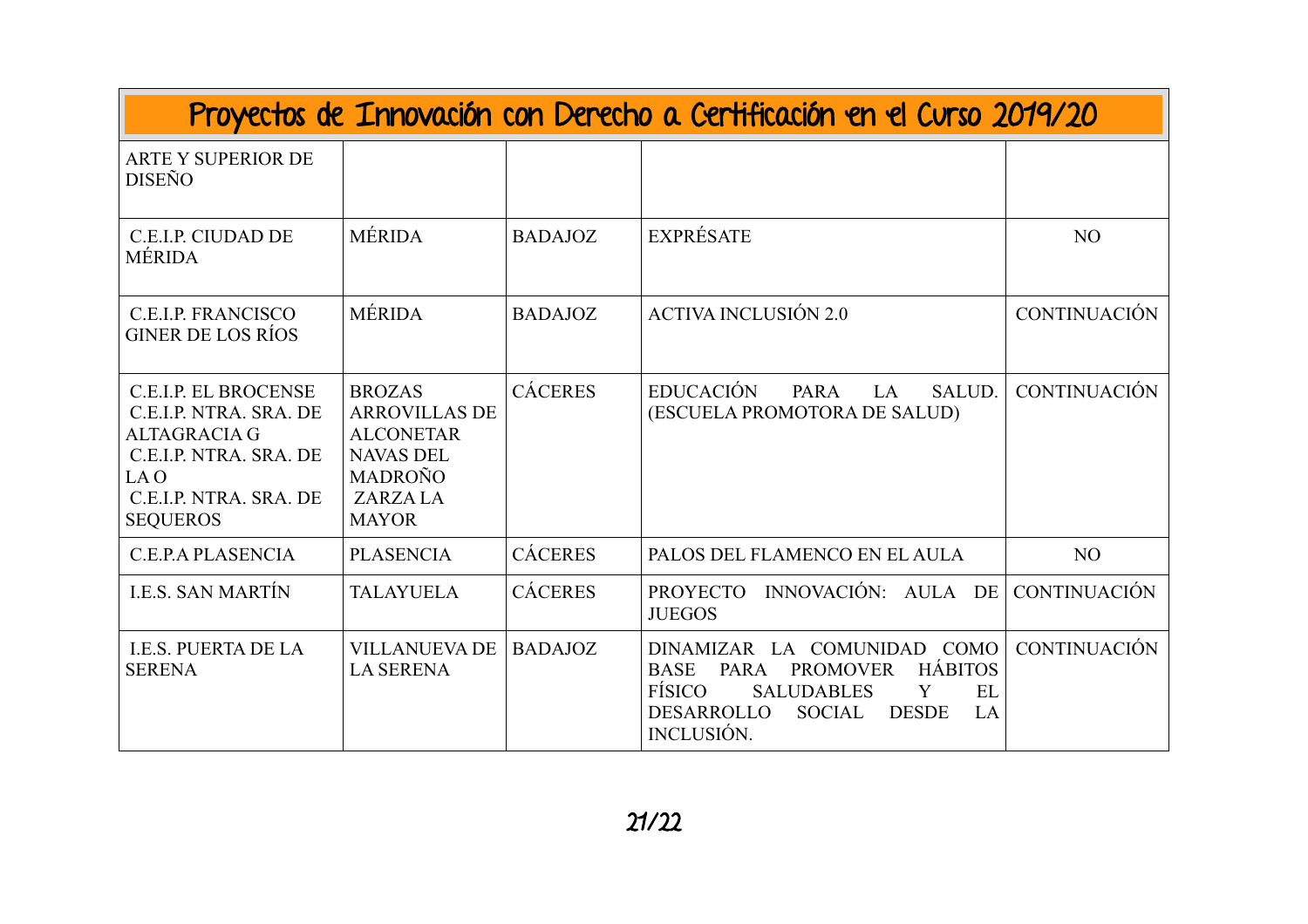# Proyectos de Innovación con Derecho a Certificación en el Curso 2019/20

| | | | | |
|---|---|---|---|---|
| ARTE Y SUPERIOR DE DISEÑO | | | | |
| C.E.I.P. CIUDAD DE MÉRIDA | MÉRIDA | BADAJOZ | EXPRÉSATE | NO |
| C.E.I.P. FRANCISCO GINER DE LOS RÍOS | MÉRIDA | BADAJOZ | ACTIVA INCLUSIÓN 2.0 | CONTINUACIÓN |
| C.E.I.P. EL BROCENSE<br>C.E.I.P. NTRA. SRA. DE ALTAGRACIA G<br>C.E.I.P. NTRA. SRA. DE LA O<br>C.E.I.P. NTRA. SRA. DE SEQUEROS | BROZAS<br>ARROVILLAS DE ALCONETAR<br>NAVAS DEL MADROÑO<br>ZARZA LA MAYOR | CÁCERES | EDUCACIÓN PARA LA SALUD. (ESCUELA PROMOTORA DE SALUD) | CONTINUACIÓN |
| C.E.P.A PLASENCIA | PLASENCIA | CÁCERES | PALOS DEL FLAMENCO EN EL AULA | NO |
| I.E.S. SAN MARTÍN | TALAYUELA | CÁCERES | PROYECTO INNOVACIÓN: AULA DE JUEGOS | CONTINUACIÓN |
| I.E.S. PUERTA DE LA SERENA | VILLANUEVA DE LA SERENA | BADAJOZ | DINAMIZAR LA COMUNIDAD COMO BASE PARA PROMOVER HÁBITOS FÍSICO SALUDABLES Y EL DESARROLLO SOCIAL DESDE LA INCLUSIÓN. | CONTINUACIÓN |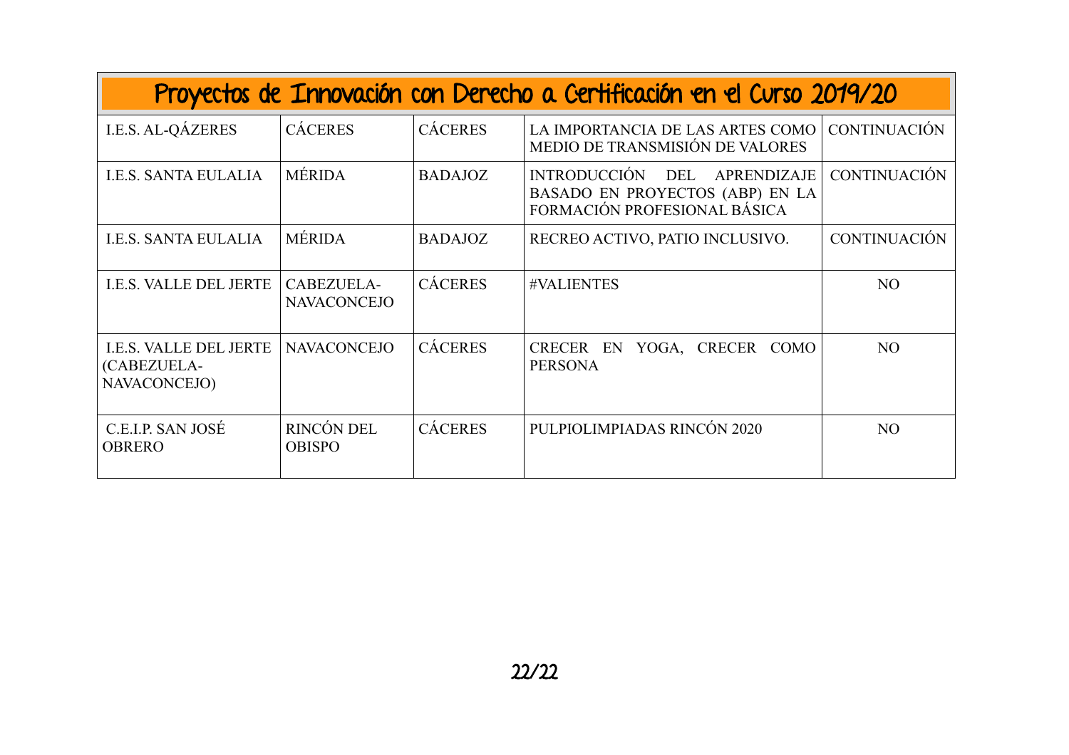| Proyectos de Innovación con Derecho a Certificación en el Curso 2019/20 | | | | |
|---|---|---|---|---|
| I.E.S. AL-QÁZERES | CÁCERES | CÁCERES | LA IMPORTANCIA DE LAS ARTES COMO MEDIO DE TRANSMISIÓN DE VALORES | CONTINUACIÓN |
| I.E.S. SANTA EULALIA | MÉRIDA | BADAJOZ | INTRODUCCIÓN DEL APRENDIZAJE BASADO EN PROYECTOS (ABP) EN LA FORMACIÓN PROFESIONAL BÁSICA | CONTINUACIÓN |
| I.E.S. SANTA EULALIA | MÉRIDA | BADAJOZ | RECREO ACTIVO, PATIO INCLUSIVO. | CONTINUACIÓN |
| I.E.S. VALLE DEL JERTE | CABEZUELA-NAVACONCEJO | CÁCERES | #VALIENTES | NO |
| I.E.S. VALLE DEL JERTE (CABEZUELA-NAVACONCEJO) | NAVACONCEJO | CÁCERES | CRECER EN YOGA, CRECER COMO PERSONA | NO |
| C.E.I.P. SAN JOSÉ OBRERO | RINCÓN DEL OBISPO | CÁCERES | PULPIOLIMPIADAS RINCÓN 2020 | NO |